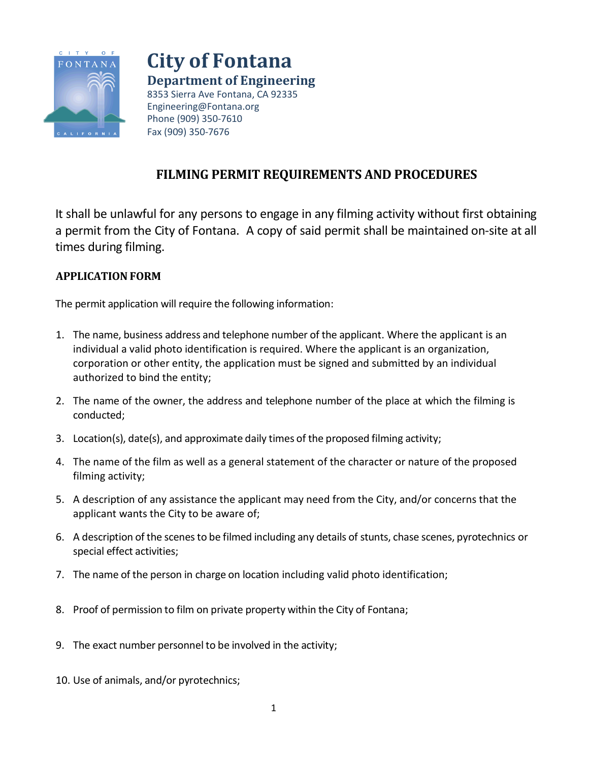# City of Fontana

## Department of Engineering

8353 Sierra Ave Fontana, CA 92335
Engineering@Fontana.org
Phone (909) 350-7610
Fax (909) 350-7676

## FILMING PERMIT REQUIREMENTS AND PROCEDURES

It shall be unlawful for any persons to engage in any filming activity without first obtaining a permit from the City of Fontana. A copy of said permit shall be maintained on-site at all times during filming.

### APPLICATION FORM

The permit application will require the following information:

1. The name, business address and telephone number of the applicant. Where the applicant is an individual a valid photo identification is required. Where the applicant is an organization, corporation or other entity, the application must be signed and submitted by an individual authorized to bind the entity;
2. The name of the owner, the address and telephone number of the place at which the filming is conducted;
3. Location(s), date(s), and approximate daily times of the proposed filming activity;
4. The name of the film as well as a general statement of the character or nature of the proposed filming activity;
5. A description of any assistance the applicant may need from the City, and/or concerns that the applicant wants the City to be aware of;
6. A description of the scenes to be filmed including any details of stunts, chase scenes, pyrotechnics or special effect activities;
7. The name of the person in charge on location including valid photo identification;
8. Proof of permission to film on private property within the City of Fontana;
9. The exact number personnel to be involved in the activity;
10. Use of animals, and/or pyrotechnics;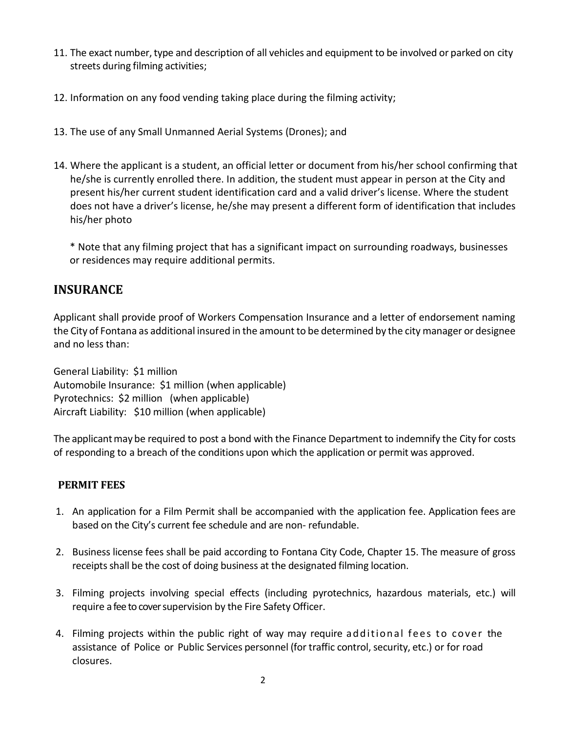11. The exact number, type and description of all vehicles and equipment to be involved or parked on city streets during filming activities;

12. Information on any food vending taking place during the filming activity;

13. The use of any Small Unmanned Aerial Systems (Drones); and

14. Where the applicant is a student, an official letter or document from his/her school confirming that he/she is currently enrolled there. In addition, the student must appear in person at the City and present his/her current student identification card and a valid driver's license. Where the student does not have a driver's license, he/she may present a different form of identification that includes his/her photo

    * Note that any filming project that has a significant impact on surrounding roadways, businesses or residences may require additional permits.

## INSURANCE

Applicant shall provide proof of Workers Compensation Insurance and a letter of endorsement naming the City of Fontana as additional insured in the amount to be determined by the city manager or designee and no less than:

General Liability: $1 million
Automobile Insurance: $1 million (when applicable)
Pyrotechnics: $2 million (when applicable)
Aircraft Liability: $10 million (when applicable)

The applicant may be required to post a bond with the Finance Department to indemnify the City for costs of responding to a breach of the conditions upon which the application or permit was approved.

### PERMIT FEES

1. An application for a Film Permit shall be accompanied with the application fee. Application fees are based on the City's current fee schedule and are non- refundable.

2. Business license fees shall be paid according to Fontana City Code, Chapter 15. The measure of gross receipts shall be the cost of doing business at the designated filming location.

3. Filming projects involving special effects (including pyrotechnics, hazardous materials, etc.) will require a fee to cover supervision by the Fire Safety Officer.

4. Filming projects within the public right of way may require additional fees to cover the assistance of Police or Public Services personnel (for traffic control, security, etc.) or for road closures.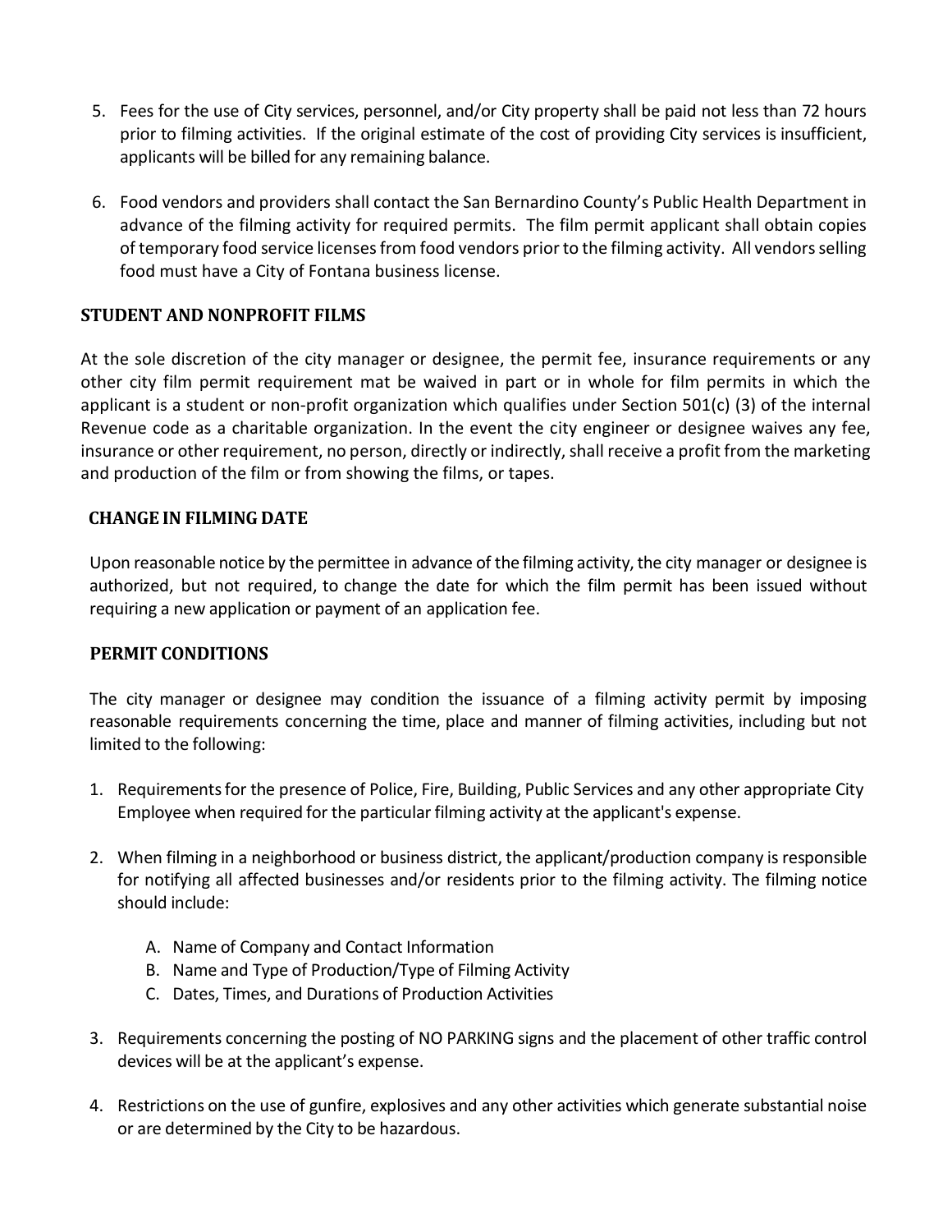5. Fees for the use of City services, personnel, and/or City property shall be paid not less than 72 hours prior to filming activities. If the original estimate of the cost of providing City services is insufficient, applicants will be billed for any remaining balance.

6. Food vendors and providers shall contact the San Bernardino County's Public Health Department in advance of the filming activity for required permits. The film permit applicant shall obtain copies of temporary food service licenses from food vendors prior to the filming activity. All vendors selling food must have a City of Fontana business license.

## STUDENT AND NONPROFIT FILMS

At the sole discretion of the city manager or designee, the permit fee, insurance requirements or any other city film permit requirement mat be waived in part or in whole for film permits in which the applicant is a student or non-profit organization which qualifies under Section 501(c) (3) of the internal Revenue code as a charitable organization. In the event the city engineer or designee waives any fee, insurance or other requirement, no person, directly or indirectly, shall receive a profit from the marketing and production of the film or from showing the films, or tapes.

## CHANGE IN FILMING DATE

Upon reasonable notice by the permittee in advance of the filming activity, the city manager or designee is authorized, but not required, to change the date for which the film permit has been issued without requiring a new application or payment of an application fee.

## PERMIT CONDITIONS

The city manager or designee may condition the issuance of a filming activity permit by imposing reasonable requirements concerning the time, place and manner of filming activities, including but not limited to the following:

1. Requirements for the presence of Police, Fire, Building, Public Services and any other appropriate City Employee when required for the particular filming activity at the applicant's expense.

2. When filming in a neighborhood or business district, the applicant/production company is responsible for notifying all affected businesses and/or residents prior to the filming activity. The filming notice should include:

   A. Name of Company and Contact Information
   B. Name and Type of Production/Type of Filming Activity
   C. Dates, Times, and Durations of Production Activities

3. Requirements concerning the posting of NO PARKING signs and the placement of other traffic control devices will be at the applicant's expense.

4. Restrictions on the use of gunfire, explosives and any other activities which generate substantial noise or are determined by the City to be hazardous.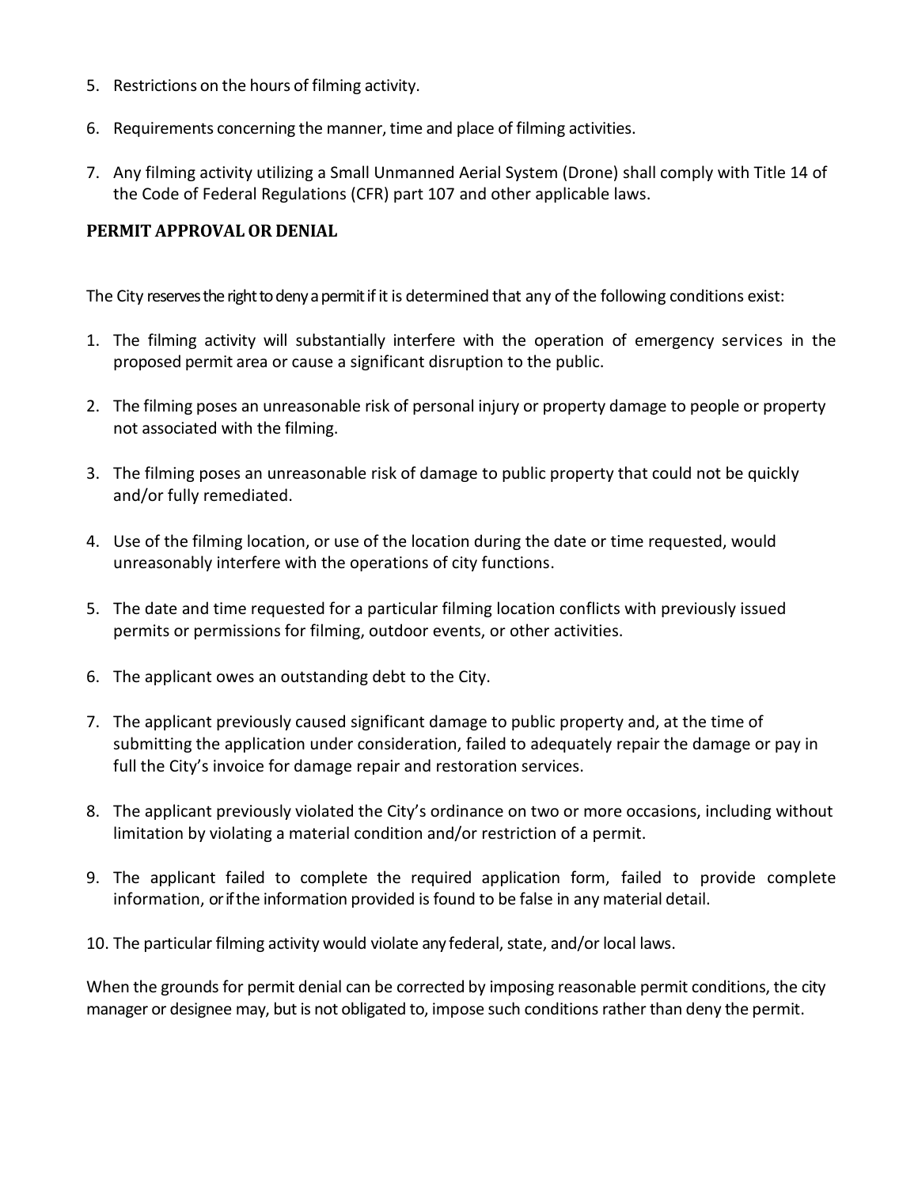5. Restrictions on the hours of filming activity.

6. Requirements concerning the manner, time and place of filming activities.

7. Any filming activity utilizing a Small Unmanned Aerial System (Drone) shall comply with Title 14 of the Code of Federal Regulations (CFR) part 107 and other applicable laws.

**PERMIT APPROVAL OR DENIAL**

The City reserves the right to deny a permit if it is determined that any of the following conditions exist:

1. The filming activity will substantially interfere with the operation of emergency services in the proposed permit area or cause a significant disruption to the public.

2. The filming poses an unreasonable risk of personal injury or property damage to people or property not associated with the filming.

3. The filming poses an unreasonable risk of damage to public property that could not be quickly and/or fully remediated.

4. Use of the filming location, or use of the location during the date or time requested, would unreasonably interfere with the operations of city functions.

5. The date and time requested for a particular filming location conflicts with previously issued permits or permissions for filming, outdoor events, or other activities.

6. The applicant owes an outstanding debt to the City.

7. The applicant previously caused significant damage to public property and, at the time of submitting the application under consideration, failed to adequately repair the damage or pay in full the City's invoice for damage repair and restoration services.

8. The applicant previously violated the City's ordinance on two or more occasions, including without limitation by violating a material condition and/or restriction of a permit.

9. The applicant failed to complete the required application form, failed to provide complete information, or if the information provided is found to be false in any material detail.

10. The particular filming activity would violate any federal, state, and/or local laws.

When the grounds for permit denial can be corrected by imposing reasonable permit conditions, the city manager or designee may, but is not obligated to, impose such conditions rather than deny the permit.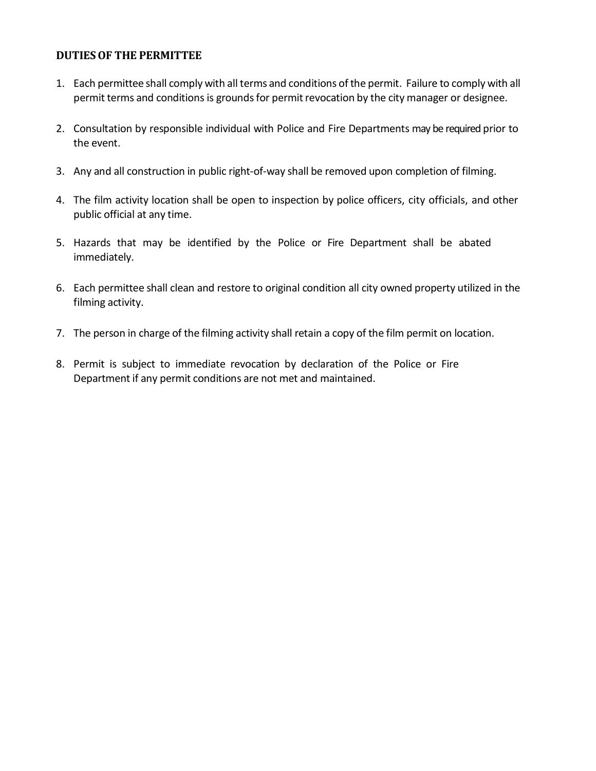**DUTIES OF THE PERMITTEE**

1. Each permittee shall comply with all terms and conditions of the permit. Failure to comply with all permit terms and conditions is grounds for permit revocation by the city manager or designee.

2. Consultation by responsible individual with Police and Fire Departments may be required prior to the event.

3. Any and all construction in public right-of-way shall be removed upon completion of filming.

4. The film activity location shall be open to inspection by police officers, city officials, and other public official at any time.

5. Hazards that may be identified by the Police or Fire Department shall be abated immediately.

6. Each permittee shall clean and restore to original condition all city owned property utilized in the filming activity.

7. The person in charge of the filming activity shall retain a copy of the film permit on location.

8. Permit is subject to immediate revocation by declaration of the Police or Fire Department if any permit conditions are not met and maintained.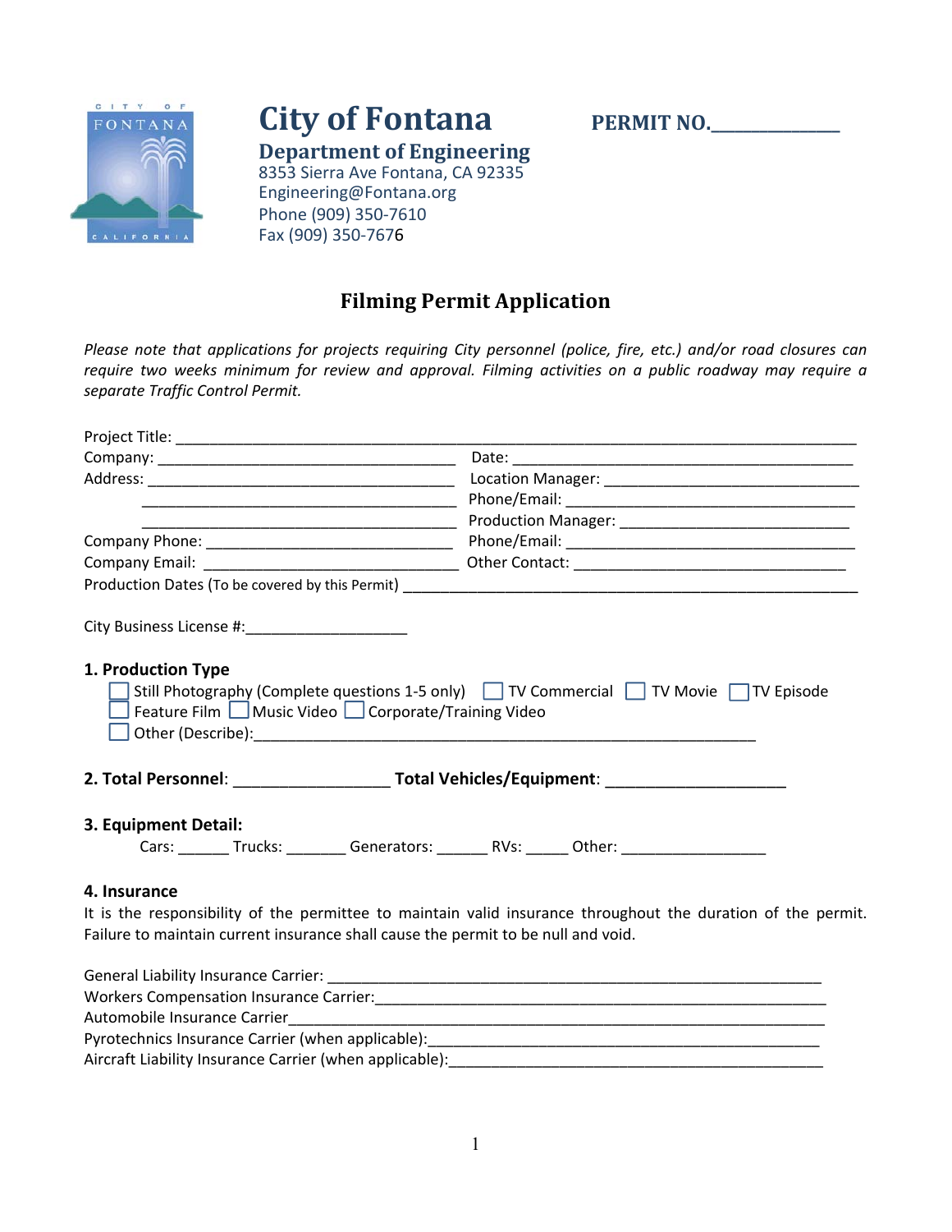# City of Fontana

**PERMIT NO.**_____________

## Department of Engineering

8353 Sierra Ave Fontana, CA 92335
Engineering@Fontana.org
Phone (909) 350-7610
Fax (909) 350-7676

## Filming Permit Application

*Please note that applications for projects requiring City personnel (police, fire, etc.) and/or road closures can require two weeks minimum for review and approval. Filming activities on a public roadway may require a separate Traffic Control Permit.*

Project Title: ______________________________________________________________________________

Company: ___________________________________ Date: __________________________________________

Address: ___________________________________ Location Manager: ________________________________

___________________________________________ Phone/Email: ____________________________________

___________________________________________ Production Manager: ______________________________

Company Phone: _____________________________ Phone/Email: ____________________________________

Company Email: _____________________________ Other Contact: __________________________________

Production Dates (To be covered by this Permit) ______________________________________________

City Business License #:___________________

**1. Production Type**

☐ Still Photography (Complete questions 1-5 only) ☐ TV Commercial ☐ TV Movie ☐ TV Episode
☐ Feature Film ☐ Music Video ☐ Corporate/Training Video
☐ Other (Describe):_____________________________________________________________

**2. Total Personnel**: _________________ **Total Vehicles/Equipment**: ____________________

**3. Equipment Detail:**

Cars: ______ Trucks: _______ Generators: ______ RVs: _____ Other: _________________

**4. Insurance**

It is the responsibility of the permittee to maintain valid insurance throughout the duration of the permit. Failure to maintain current insurance shall cause the permit to be null and void.

General Liability Insurance Carrier: ____________________________________________________________

Workers Compensation Insurance Carrier:_________________________________________________________

Automobile Insurance Carrier____________________________________________________________________

Pyrotechnics Insurance Carrier (when applicable):_______________________________________________

Aircraft Liability Insurance Carrier (when applicable):___________________________________________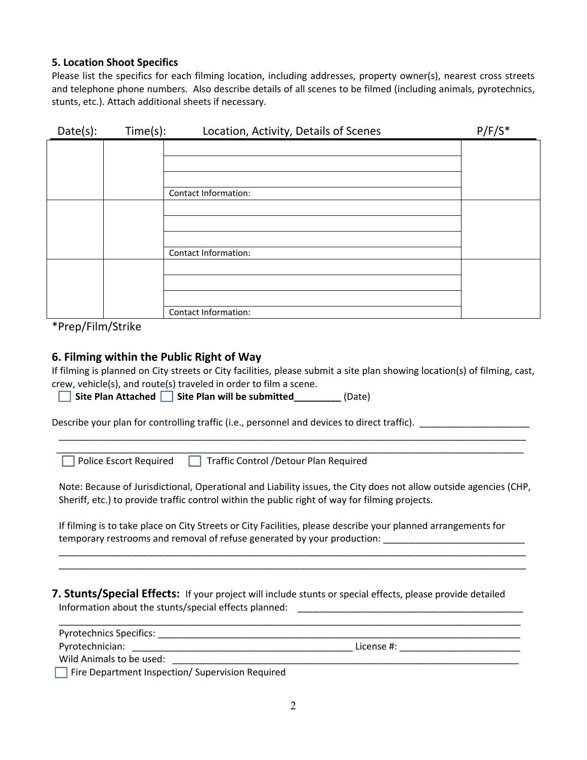### 5. Location Shoot Specifics

Please list the specifics for each filming location, including addresses, property owner(s), nearest cross streets and telephone phone numbers. Also describe details of all scenes to be filmed (including animals, pyrotechnics, stunts, etc.). Attach additional sheets if necessary.

| Date(s): | Time(s): | Location, Activity, Details of Scenes | P/F/S* |
|---|---|---|---|
| | | | |
| | | | |
| | | | |
| | | Contact Information: | |
| | | | |
| | | | |
| | | | |
| | | Contact Information: | |
| | | | |
| | | | |
| | | | |
| | | Contact Information: | |

*Prep/Film/Strike

### 6. Filming within the Public Right of Way

If filming is planned on City streets or City facilities, please submit a site plan showing location(s) of filming, cast, crew, vehicle(s), and route(s) traveled in order to film a scene.

☐ **Site Plan Attached** ☐ **Site Plan will be submitted_________** (Date)

Describe your plan for controlling traffic (i.e., personnel and devices to direct traffic). _____________________
_____________________________________________________________________________________
_____________________________________________________________________________________

☐ Police Escort Required ☐ Traffic Control /Detour Plan Required

Note: Because of Jurisdictional, Operational and Liability issues, the City does not allow outside agencies (CHP, Sheriff, etc.) to provide traffic control within the public right of way for filming projects.

If filming is to take place on City Streets or City Facilities, please describe your planned arrangements for temporary restrooms and removal of refuse generated by your production: ___________________________
_____________________________________________________________________________________
_____________________________________________________________________________________

**7. Stunts/Special Effects:** If your project will include stunts or special effects, please provide detailed Information about the stunts/special effects planned: ____________________________________________
_____________________________________________________________________________________

Pyrotechnics Specifics: ___________________________________________________________________

Pyrotechnician: ___________________________________________ License #: _______________________

Wild Animals to be used: _________________________________________________________________

☐ Fire Department Inspection/ Supervision Required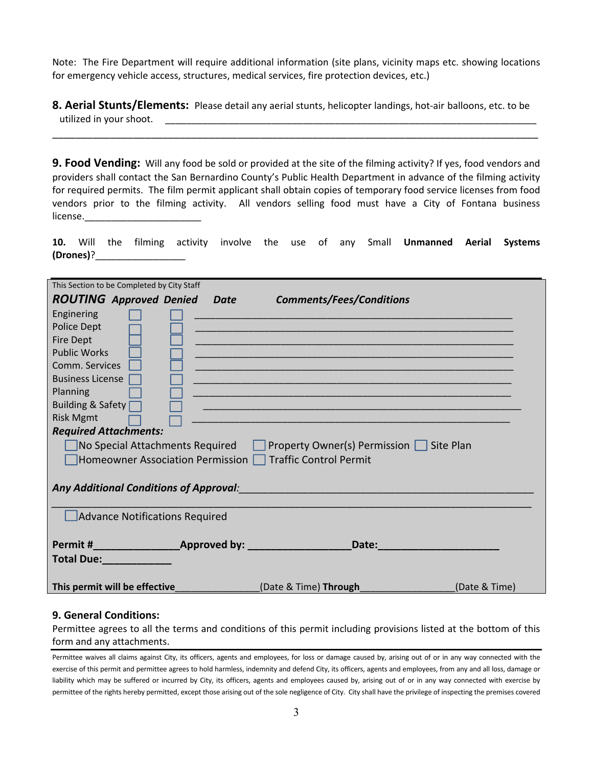Note: The Fire Department will require additional information (site plans, vicinity maps etc. showing locations for emergency vehicle access, structures, medical services, fire protection devices, etc.)

**8. Aerial Stunts/Elements:** Please detail any aerial stunts, helicopter landings, hot-air balloons, etc. to be utilized in your shoot. ______________________________________________________________________

________________________________________________________________________________________

**9. Food Vending:** Will any food be sold or provided at the site of the filming activity? If yes, food vendors and providers shall contact the San Bernardino County's Public Health Department in advance of the filming activity for required permits. The film permit applicant shall obtain copies of temporary food service licenses from food vendors prior to the filming activity. All vendors selling food must have a City of Fontana business license.______________________

**10.** Will the filming activity involve the use of any Small **Unmanned Aerial Systems (Drones)**?_________________

This Section to be Completed by City Staff

| ***ROUTING*** | ***Approved*** | ***Denied*** | ***Date*** | ***Comments/Fees/Conditions*** |
|---|---|---|---|---|
| Engingering | ☐ | ☐ | | ________________________________ |
| Police Dept | ☐ | ☐ | | ________________________________ |
| Fire Dept | ☐ | ☐ | | ________________________________ |
| Public Works | ☐ | ☐ | | ________________________________ |
| Comm. Services | ☐ | ☐ | | ________________________________ |
| Business License | ☐ | ☐ | | ________________________________ |
| Planning | ☐ | ☐ | | ________________________________ |
| Building & Safety | ☐ | ☐ | | ________________________________ |
| Risk Mgmt | ☐ | ☐ | | ________________________________ |

***Required Attachments:***

☐ No Special Attachments Required ☐ Property Owner(s) Permission ☐ Site Plan

☐ Homeowner Association Permission ☐ Traffic Control Permit

***Any Additional Conditions of Approval:***______________________________________________________

________________________________________________________________________________________

☐ Advance Notifications Required

**Permit #**______________ **Approved by:** _________________ **Date:**____________________

**Total Due:**____________

**This permit will be effective**_______________(Date & Time) **Through**_________________(Date & Time)

**9. General Conditions:**

Permittee agrees to all the terms and conditions of this permit including provisions listed at the bottom of this form and any attachments.

Permittee waives all claims against City, its officers, agents and employees, for loss or damage caused by, arising out of or in any way connected with the exercise of this permit and permittee agrees to hold harmless, indemnity and defend City, its officers, agents and employees, from any and all loss, damage or liability which may be suffered or incurred by City, its officers, agents and employees caused by, arising out of or in any way connected with exercise by permittee of the rights hereby permitted, except those arising out of the sole negligence of City. City shall have the privilege of inspecting the premises covered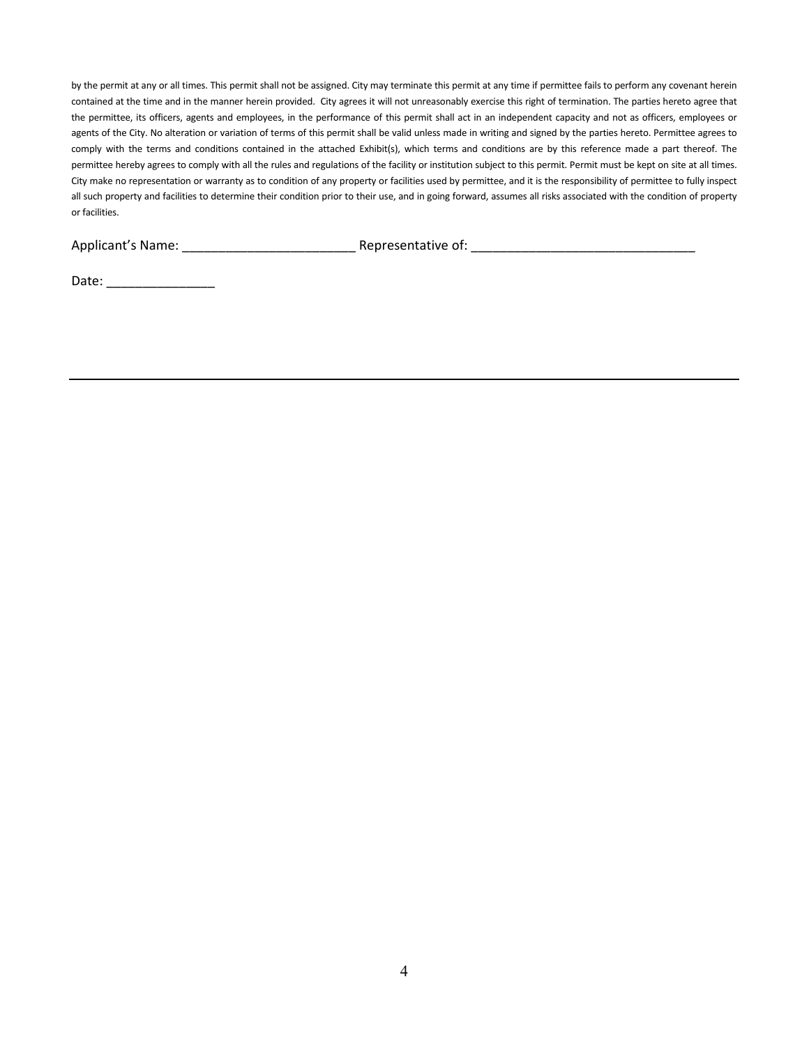by the permit at any or all times. This permit shall not be assigned. City may terminate this permit at any time if permittee fails to perform any covenant herein contained at the time and in the manner herein provided. City agrees it will not unreasonably exercise this right of termination. The parties hereto agree that the permittee, its officers, agents and employees, in the performance of this permit shall act in an independent capacity and not as officers, employees or agents of the City. No alteration or variation of terms of this permit shall be valid unless made in writing and signed by the parties hereto. Permittee agrees to comply with the terms and conditions contained in the attached Exhibit(s), which terms and conditions are by this reference made a part thereof. The permittee hereby agrees to comply with all the rules and regulations of the facility or institution subject to this permit. Permit must be kept on site at all times. City make no representation or warranty as to condition of any property or facilities used by permittee, and it is the responsibility of permittee to fully inspect all such property and facilities to determine their condition prior to their use, and in going forward, assumes all risks associated with the condition of property or facilities.

Applicant's Name: ________________________ Representative of: _______________________________

Date: _______________